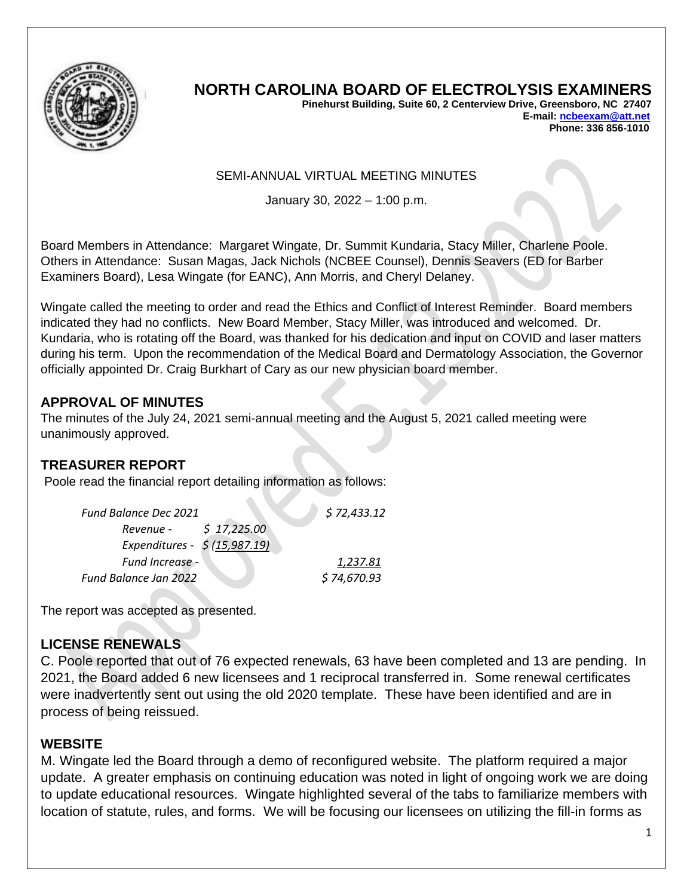# NORTH CAROLINA BOARD OF ELECTROLYSIS EXAMINERS

**Pinehurst Building, Suite 60, 2 Centerview Drive, Greensboro, NC 27407**
**E-mail: ncbeexam@att.net**
**Phone: 336 856-1010**

SEMI-ANNUAL VIRTUAL MEETING MINUTES

January 30, 2022 – 1:00 p.m.

Board Members in Attendance: Margaret Wingate, Dr. Summit Kundaria, Stacy Miller, Charlene Poole. Others in Attendance: Susan Magas, Jack Nichols (NCBEE Counsel), Dennis Seavers (ED for Barber Examiners Board), Lesa Wingate (for EANC), Ann Morris, and Cheryl Delaney.

Wingate called the meeting to order and read the Ethics and Conflict of Interest Reminder. Board members indicated they had no conflicts. New Board Member, Stacy Miller, was introduced and welcomed. Dr. Kundaria, who is rotating off the Board, was thanked for his dedication and input on COVID and laser matters during his term. Upon the recommendation of the Medical Board and Dermatology Association, the Governor officially appointed Dr. Craig Burkhart of Cary as our new physician board member.

## APPROVAL OF MINUTES

The minutes of the July 24, 2021 semi-annual meeting and the August 5, 2021 called meeting were unanimously approved.

## TREASURER REPORT

Poole read the financial report detailing information as follows:

| | | |
|---|---|---|
| *Fund Balance Dec 2021* | | *$ 72,433.12* |
| *Revenue -* | *$ 17,225.00* | |
| *Expenditures -* | *$ (15,987.19)* | |
| *Fund Increase -* | | *1,237.81* |
| *Fund Balance Jan 2022* | | *$ 74,670.93* |

The report was accepted as presented.

## LICENSE RENEWALS

C. Poole reported that out of 76 expected renewals, 63 have been completed and 13 are pending. In 2021, the Board added 6 new licensees and 1 reciprocal transferred in. Some renewal certificates were inadvertently sent out using the old 2020 template. These have been identified and are in process of being reissued.

## WEBSITE

M. Wingate led the Board through a demo of reconfigured website. The platform required a major update. A greater emphasis on continuing education was noted in light of ongoing work we are doing to update educational resources. Wingate highlighted several of the tabs to familiarize members with location of statute, rules, and forms. We will be focusing our licensees on utilizing the fill-in forms as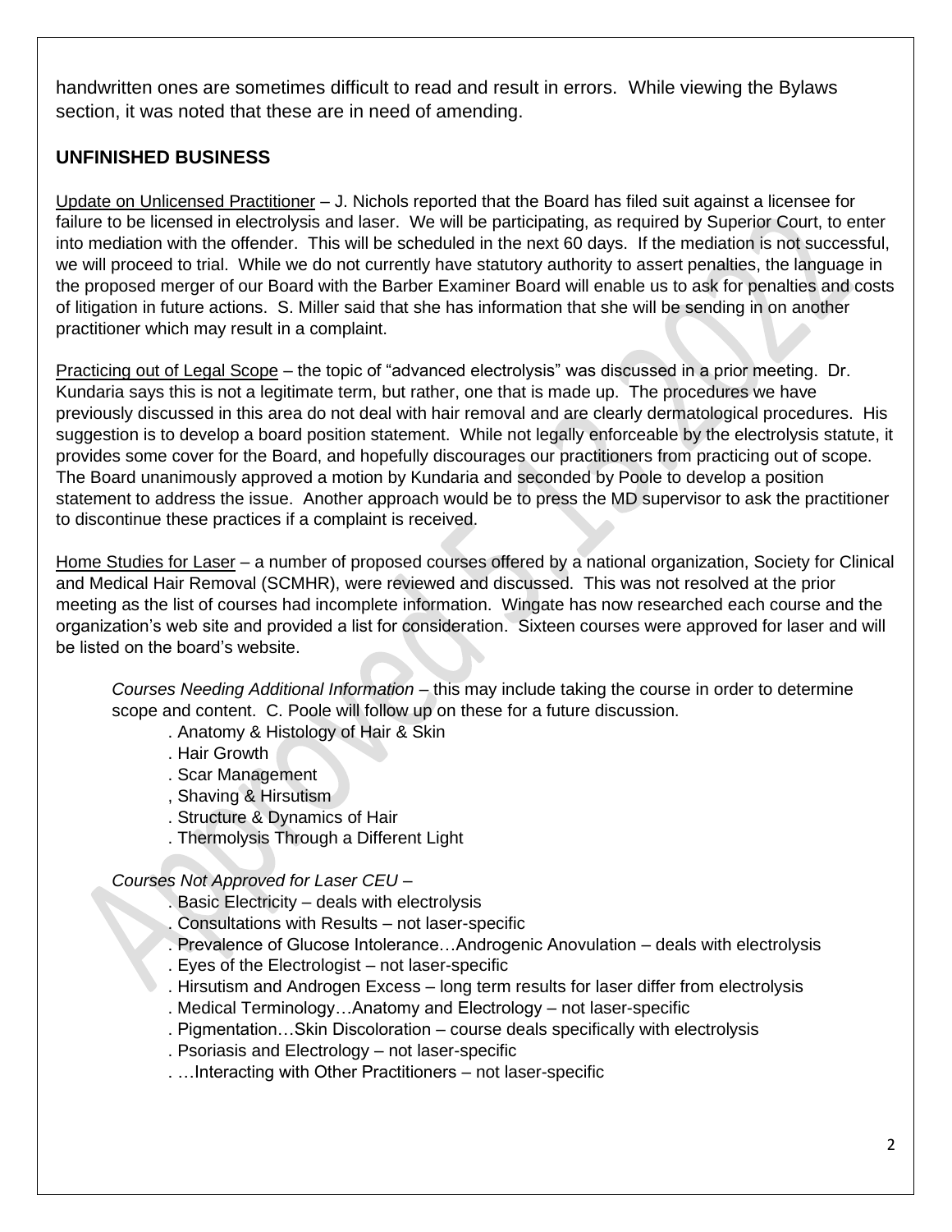handwritten ones are sometimes difficult to read and result in errors. While viewing the Bylaws section, it was noted that these are in need of amending.

## UNFINISHED BUSINESS

Update on Unlicensed Practitioner – J. Nichols reported that the Board has filed suit against a licensee for failure to be licensed in electrolysis and laser. We will be participating, as required by Superior Court, to enter into mediation with the offender. This will be scheduled in the next 60 days. If the mediation is not successful, we will proceed to trial. While we do not currently have statutory authority to assert penalties, the language in the proposed merger of our Board with the Barber Examiner Board will enable us to ask for penalties and costs of litigation in future actions. S. Miller said that she has information that she will be sending in on another practitioner which may result in a complaint.

Practicing out of Legal Scope – the topic of "advanced electrolysis" was discussed in a prior meeting. Dr. Kundaria says this is not a legitimate term, but rather, one that is made up. The procedures we have previously discussed in this area do not deal with hair removal and are clearly dermatological procedures. His suggestion is to develop a board position statement. While not legally enforceable by the electrolysis statute, it provides some cover for the Board, and hopefully discourages our practitioners from practicing out of scope. The Board unanimously approved a motion by Kundaria and seconded by Poole to develop a position statement to address the issue. Another approach would be to press the MD supervisor to ask the practitioner to discontinue these practices if a complaint is received.

Home Studies for Laser – a number of proposed courses offered by a national organization, Society for Clinical and Medical Hair Removal (SCMHR), were reviewed and discussed. This was not resolved at the prior meeting as the list of courses had incomplete information. Wingate has now researched each course and the organization's web site and provided a list for consideration. Sixteen courses were approved for laser and will be listed on the board's website.

*Courses Needing Additional Information* – this may include taking the course in order to determine scope and content. C. Poole will follow up on these for a future discussion.

- Anatomy & Histology of Hair & Skin
- Hair Growth
- Scar Management
- Shaving & Hirsutism
- Structure & Dynamics of Hair
- Thermolysis Through a Different Light

*Courses Not Approved for Laser CEU* –

- Basic Electricity – deals with electrolysis
- Consultations with Results – not laser-specific
- Prevalence of Glucose Intolerance…Androgenic Anovulation – deals with electrolysis
- Eyes of the Electrologist – not laser-specific
- Hirsutism and Androgen Excess – long term results for laser differ from electrolysis
- Medical Terminology…Anatomy and Electrology – not laser-specific
- Pigmentation…Skin Discoloration – course deals specifically with electrolysis
- Psoriasis and Electrology – not laser-specific
- …Interacting with Other Practitioners – not laser-specific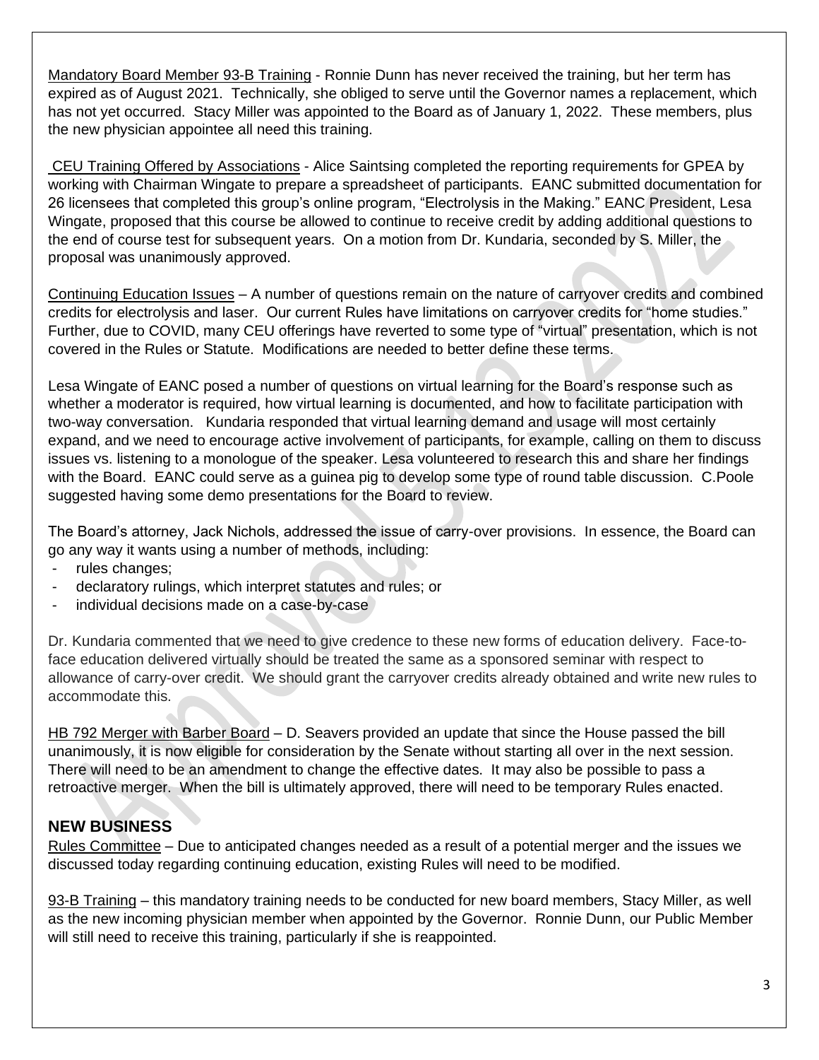Mandatory Board Member 93-B Training - Ronnie Dunn has never received the training, but her term has expired as of August 2021. Technically, she obliged to serve until the Governor names a replacement, which has not yet occurred. Stacy Miller was appointed to the Board as of January 1, 2022. These members, plus the new physician appointee all need this training.

CEU Training Offered by Associations - Alice Saintsing completed the reporting requirements for GPEA by working with Chairman Wingate to prepare a spreadsheet of participants. EANC submitted documentation for 26 licensees that completed this group's online program, "Electrolysis in the Making." EANC President, Lesa Wingate, proposed that this course be allowed to continue to receive credit by adding additional questions to the end of course test for subsequent years. On a motion from Dr. Kundaria, seconded by S. Miller, the proposal was unanimously approved.

Continuing Education Issues – A number of questions remain on the nature of carryover credits and combined credits for electrolysis and laser. Our current Rules have limitations on carryover credits for "home studies." Further, due to COVID, many CEU offerings have reverted to some type of "virtual" presentation, which is not covered in the Rules or Statute. Modifications are needed to better define these terms.

Lesa Wingate of EANC posed a number of questions on virtual learning for the Board's response such as whether a moderator is required, how virtual learning is documented, and how to facilitate participation with two-way conversation. Kundaria responded that virtual learning demand and usage will most certainly expand, and we need to encourage active involvement of participants, for example, calling on them to discuss issues vs. listening to a monologue of the speaker. Lesa volunteered to research this and share her findings with the Board. EANC could serve as a guinea pig to develop some type of round table discussion. C.Poole suggested having some demo presentations for the Board to review.

The Board's attorney, Jack Nichols, addressed the issue of carry-over provisions. In essence, the Board can go any way it wants using a number of methods, including:

- rules changes;
- declaratory rulings, which interpret statutes and rules; or
- individual decisions made on a case-by-case

Dr. Kundaria commented that we need to give credence to these new forms of education delivery. Face-to-face education delivered virtually should be treated the same as a sponsored seminar with respect to allowance of carry-over credit. We should grant the carryover credits already obtained and write new rules to accommodate this.

HB 792 Merger with Barber Board – D. Seavers provided an update that since the House passed the bill unanimously, it is now eligible for consideration by the Senate without starting all over in the next session. There will need to be an amendment to change the effective dates. It may also be possible to pass a retroactive merger. When the bill is ultimately approved, there will need to be temporary Rules enacted.

## NEW BUSINESS

Rules Committee – Due to anticipated changes needed as a result of a potential merger and the issues we discussed today regarding continuing education, existing Rules will need to be modified.

93-B Training – this mandatory training needs to be conducted for new board members, Stacy Miller, as well as the new incoming physician member when appointed by the Governor. Ronnie Dunn, our Public Member will still need to receive this training, particularly if she is reappointed.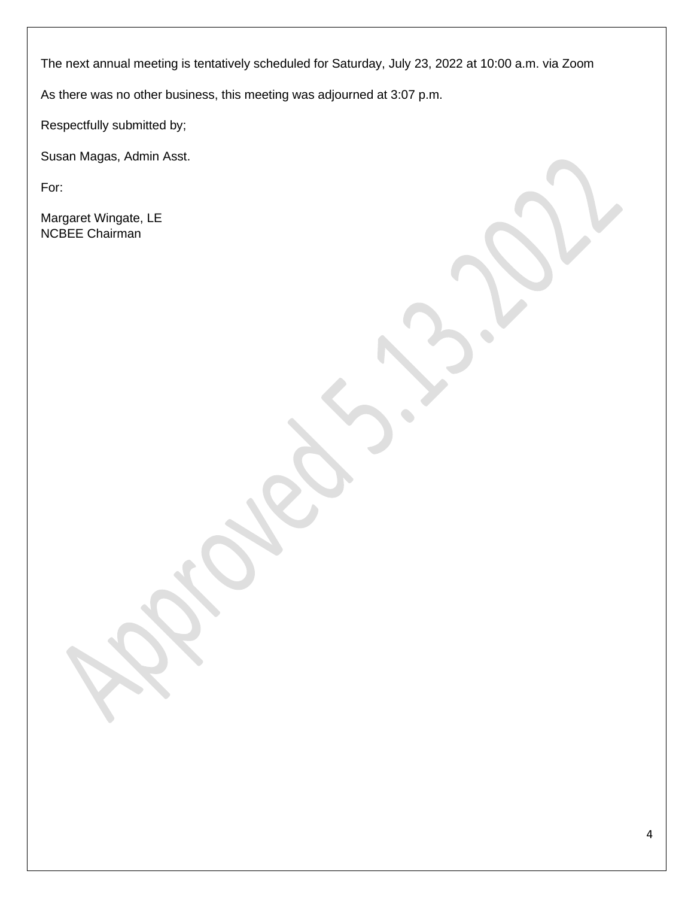The next annual meeting is tentatively scheduled for Saturday, July 23, 2022 at 10:00 a.m. via Zoom

As there was no other business, this meeting was adjourned at 3:07 p.m.

Respectfully submitted by;

Susan Magas, Admin Asst.

For:

Margaret Wingate, LE
NCBEE Chairman

Approved 5.13.2022